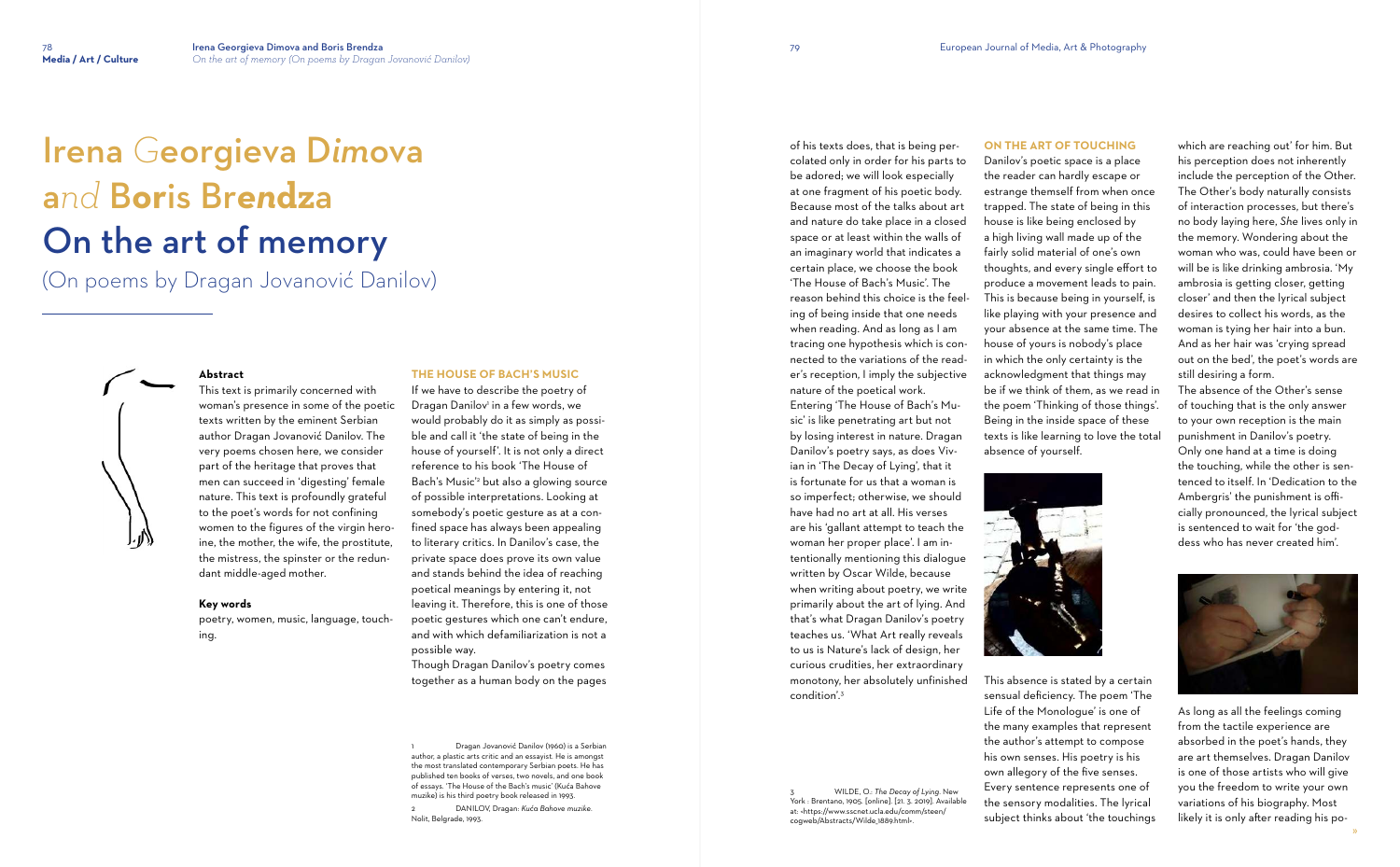# Irena Georgieva Dimova and Boris Brendza

# On the art of memory

(On poems by Dragan Jovanović Danilov)

**Abstract**

This text is primarily concerned with woman's presence in some of the poetic texts written by the eminent Serbian author Dragan Jovanović Danilov. The very poems chosen here, we consider part of the heritage that proves that men can succeed in 'digesting' female nature. This text is profoundly grateful to the poet's words for not confining women to the figures of the virgin heroine, the mother, the wife, the prostitute, the mistress, the spinster or the redundant middle-aged mother.

**Key words**

poetry, women, music, language, touching.

## THE HOUSE OF BACH'S MUSIC

If we have to describe the poetry of Dragan Danilov[1] in a few words, we would probably do it as simply as possible and call it 'the state of being in the house of yourself'. It is not only a direct reference to his book 'The House of Bach's Music'[2] but also a glowing source of possible interpretations. Looking at somebody's poetic gesture as at a confined space has always been appealing to literary critics. In Danilov's case, the private space does prove its own value and stands behind the idea of reaching poetical meanings by entering it, not leaving it. Therefore, this is one of those poetic gestures which one can't endure, and with which defamiliarization is not a possible way.

Though Dragan Danilov's poetry comes together as a human body on the pages of his texts does, that is being percolated only in order for his parts to be adored; we will look especially at one fragment of his poetic body. Because most of the talks about art and nature do take place in a closed space or at least within the walls of an imaginary world that indicates a certain place, we choose the book 'The House of Bach's Music'. The reason behind this choice is the feeling of being inside that one needs when reading. And as long as I am tracing one hypothesis which is connected to the variations of the reader's reception, I imply the subjective nature of the poetical work.

Entering 'The House of Bach's Music' is like penetrating art but not by losing interest in nature. Dragan Danilov's poetry says, as does Vivian in 'The Decay of Lying', that it is fortunate for us that a woman is so imperfect; otherwise, we should have had no art at all. His verses are his 'gallant attempt to teach the woman her proper place'. I am intentionally mentioning this dialogue written by Oscar Wilde, because when writing about poetry, we write primarily about the art of lying. And that's what Dragan Danilov's poetry teaches us. 'What Art really reveals to us is Nature's lack of design, her curious crudities, her extraordinary monotony, her absolutely unfinished condition'.[3]

## ON THE ART OF TOUCHING

Danilov's poetic space is a place the reader can hardly escape or estrange themself from when once trapped. The state of being in this house is like being enclosed by a high living wall made up of the fairly solid material of one's own thoughts, and every single effort to produce a movement leads to pain. This is because being in yourself, is like playing with your presence and your absence at the same time. The house of yours is nobody's place in which the only certainty is the acknowledgment that things may be if we think of them, as we read in the poem 'Thinking of those things'. Being in the inside space of these texts is like learning to love the total absence of yourself.

This absence is stated by a certain sensual deficiency. The poem 'The Life of the Monologue' is one of the many examples that represent the author's attempt to compose his own senses. His poetry is his own allegory of the five senses. Every sentence represents one of the sensory modalities. The lyrical subject thinks about 'the touchings which are reaching out' for him. But his perception does not inherently include the perception of the Other. The Other's body naturally consists of interaction processes, but there's no body laying here, *She* lives only in the memory. Wondering about the woman who was, could have been or will be is like drinking ambrosia. 'My ambrosia is getting closer, getting closer' and then the lyrical subject desires to collect his words, as the woman is tying her hair into a bun. And as her hair was 'crying spread out on the bed', the poet's words are still desiring a form.

The absence of the Other's sense of touching that is the only answer to your own reception is the main punishment in Danilov's poetry. Only one hand at a time is doing the touching, while the other is sentenced to itself. In 'Dedication to the Ambergris' the punishment is officially pronounced, the lyrical subject is sentenced to wait for 'the goddess who has never created him'.

As long as all the feelings coming from the tactile experience are absorbed in the poet's hands, they are art themselves. Dragan Danilov is one of those artists who will give you the freedom to write your own variations of his biography. Most likely it is only after reading his po-

---

1 Dragan Jovanović Danilov (1960) is a Serbian author, a plastic arts critic and an essayist. He is amongst the most translated contemporary Serbian poets. He has published ten books of verses, two novels, and one book of essays. 'The House of the Bach's music' (Kuća Bahove muzike) is his third poetry book released in 1993.

2 DANILOV, Dragan: *Kuća Bahove muzike*. Nolit, Belgrade, 1993.

3 WILDE, O.: *The Decay of Lying*. New York : Brentano, 1905. [online]. [21. 3. 2019]. Available at: <https://www.sscnet.ucla.edu/comm/steen/cogweb/Abstracts/Wilde_1889.html>.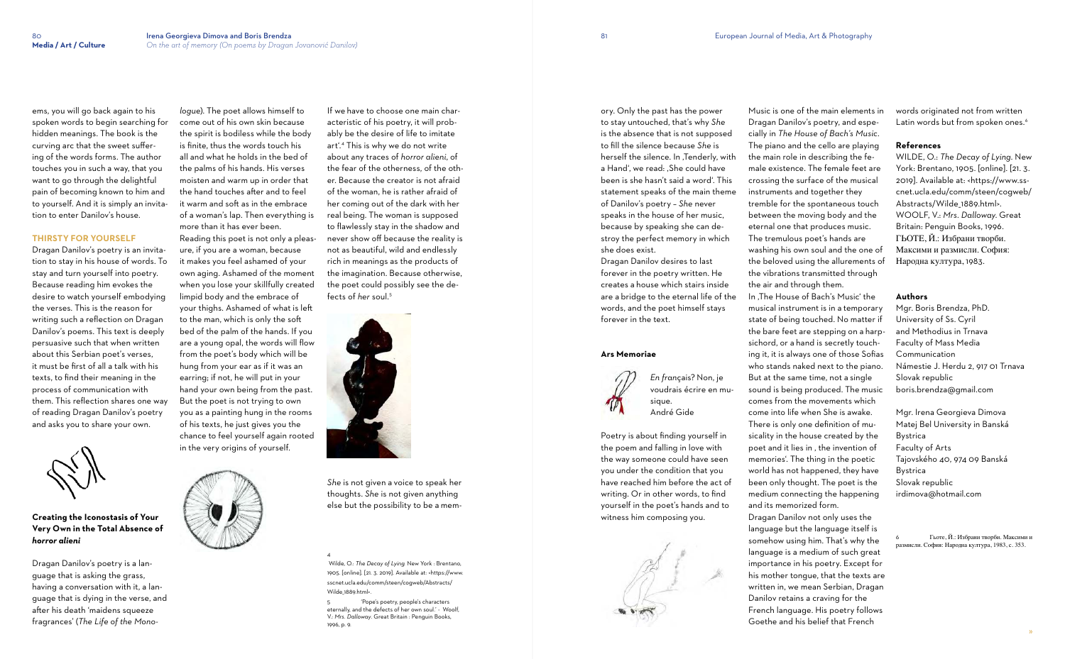ems, you will go back again to his spoken words to begin searching for hidden meanings. The book is the curving arc that the sweet suffering of the words forms. The author touches you in such a way, that you want to go through the delightful pain of becoming known to him and to yourself. And it is simply an invitation to enter Danilov's house.

### THIRSTY FOR YOURSELF

Dragan Danilov's poetry is an invitation to stay in his house of words. To stay and turn yourself into poetry. Because reading him evokes the desire to watch yourself embodying the verses. This is the reason for writing such a reflection on Dragan Danilov's poems. This text is deeply persuasive such that when written about this Serbian poet's verses, it must be first of all a talk with his texts, to find their meaning in the process of communication with them. This reflection shares one way of reading Dragan Danilov's poetry and asks you to share your own.

### Creating the Iconostasis of Your Very Own in the Total Absence of *horror alieni*

Dragan Danilov's poetry is a language that is asking the grass, having a conversation with it, a language that is dying in the verse, and after his death 'maidens squeeze fragrances' (*The Life of the Monologue*). The poet allows himself to come out of his own skin because the spirit is bodiless while the body is finite, thus the words touch his all and what he holds in the bed of the palms of his hands. His verses moisten and warm up in order that the hand touches after and to feel it warm and soft as in the embrace of a woman's lap. Then everything is more than it has ever been.

Reading this poet is not only a pleasure, if you are a woman, because it makes you feel ashamed of your own aging. Ashamed of the moment when you lose your skillfully created limpid body and the embrace of your thighs. Ashamed of what is left to the man, which is only the soft bed of the palm of the hands. If you are a young opal, the words will flow from the poet's body which will be hung from your ear as if it was an earring; if not, he will put in your hand your own being from the past. But the poet is not trying to own you as a painting hung in the rooms of his texts, he just gives you the chance to feel yourself again rooted in the very origins of yourself.

If we have to choose one main characteristic of his poetry, it will probably be the desire of life to imitate art'.[4] This is why we do not write about any traces of *horror alieni*, of the fear of the otherness, of the other. Because the creator is not afraid of the woman, he is rather afraid of her coming out of the dark with her real being. The woman is supposed to flawlessly stay in the shadow and never show off because the reality is not as beautiful, wild and endlessly rich in meanings as the products of the imagination. Because otherwise, the poet could possibly see the defects of *her* soul.[5]

*She* is not given a voice to speak her thoughts. *She* is not given anything else but the possibility to be a memory. Only the past has the power to stay untouched, that's why *She* is the absence that is not supposed to fill the silence because *She* is herself the silence. In 'Tenderly, with a Hand', we read: 'She could have been is she hasn't said a word'. This statement speaks of the main theme of Danilov's poetry – *She* never speaks in the house of her music, because by speaking she can destroy the perfect memory in which she does exist.

Dragan Danilov desires to last forever in the poetry written. He creates a house which stairs inside are a bridge to the eternal life of the words, and the poet himself stays forever in the text.

### Ars Memoriae

> *En français*? Non, je voudrais écrire en musique.
> André Gide

Poetry is about finding yourself in the poem and falling in love with the way someone could have seen you under the condition that you have reached him before the act of writing. Or in other words, to find yourself in the poet's hands and to witness him composing you.

Music is one of the main elements in Dragan Danilov's poetry, and especially in *The House of Bach's Music*. The piano and the cello are playing the main role in describing the female existence. The female feet are crossing the surface of the musical instruments and together they tremble for the spontaneous touch between the moving body and the eternal one that produces music. The tremulous poet's hands are washing his own soul and the one of the beloved using the allurements of the vibrations transmitted through the air and through them.

In 'The House of Bach's Music' the musical instrument is in a temporary state of being touched. No matter if the bare feet are stepping on a harpsichord, or a hand is secretly touching it, it is always one of those Sofias who stands naked next to the piano. But at the same time, not a single sound is being produced. The music comes from the movements which come into life when She is awake. There is only one definition of musicality in the house created by the poet and it lies in , the invention of memories'. The thing in the poetic world has not happened, they have been only thought. The poet is the medium connecting the happening and its memorized form.

Dragan Danilov not only uses the language but the language itself is somehow using him. That's why the language is a medium of such great importance in his poetry. Except for his mother tongue, that the texts are written in, we mean Serbian, Dragan Danilov retains a craving for the French language. His poetry follows Goethe and his belief that French words originated not from written Latin words but from spoken ones.[6]

### References

WILDE, O.: *The Decay of Lying*. New York: Brentano, 1905. [online]. [21. 3. 2019]. Available at: <https://www.sscnet.ucla.edu/comm/steen/cogweb/Abstracts/Wilde_1889.html>.

WOOLF, V.: *Mrs. Dalloway*. Great Britain: Penguin Books, 1996.

ГЬОТЕ, Й.: Избрани творби. Максими и размисли. София: Народна култура, 1983.

### Authors

Mgr. Boris Brendza, PhD.
University of Ss. Cyril and Methodius in Trnava
Faculty of Mass Media Communication
Námestie J. Herdu 2, 917 01 Trnava
Slovak republic
boris.brendza@gmail.com

Mgr. Irena Georgieva Dimova
Matej Bel University in Banská Bystrica
Faculty of Arts
Tajovského 40, 974 09 Banská Bystrica
Slovak republic
irdimova@hotmail.com

---

[4] Wilde, O.: *The Decay of Lying*. New York : Brentano, 1905. [online]. [21. 3. 2019]. Available at: <https://www.sscnet.ucla.edu/comm/steen/cogweb/Abstracts/Wilde_1889.html>.

[5] 'Pope's poetry, people's characters eternally, and the defects of her own soul.' - Woolf, V.: *Mrs. Dalloway*. Great Britain : Penguin Books, 1996, p. 9.

[6] Гьоте, Й.: Избрани творби. Максими и размисли. София: Народна култура, 1983, с. 353.